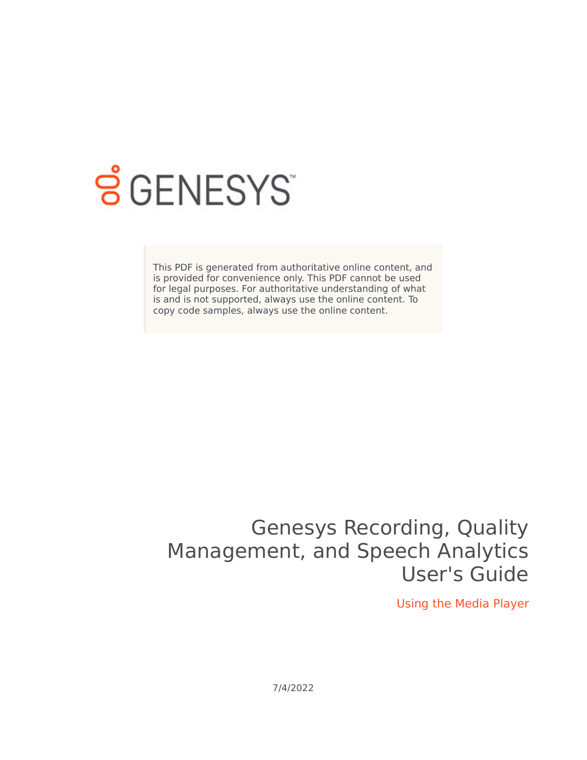GENESYS

This PDF is generated from authoritative online content, and is provided for convenience only. This PDF cannot be used for legal purposes. For authoritative understanding of what is and is not supported, always use the online content. To copy code samples, always use the online content.

# Genesys Recording, Quality Management, and Speech Analytics User's Guide

## Using the Media Player

7/4/2022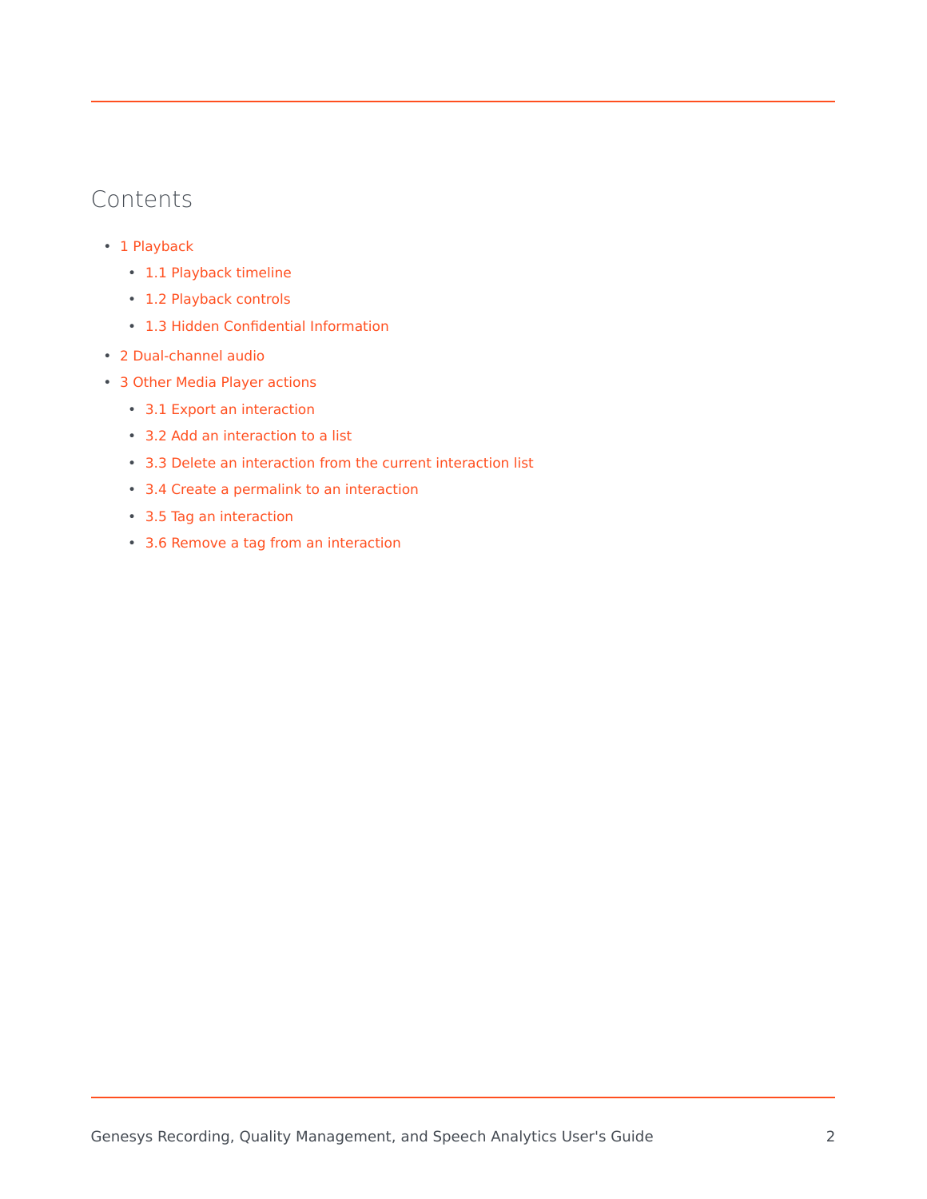## Contents

- 1 Playback
  - 1.1 Playback timeline
  - 1.2 Playback controls
  - 1.3 Hidden Confidential Information
- 2 Dual-channel audio
- 3 Other Media Player actions
  - 3.1 Export an interaction
  - 3.2 Add an interaction to a list
  - 3.3 Delete an interaction from the current interaction list
  - 3.4 Create a permalink to an interaction
  - 3.5 Tag an interaction
  - 3.6 Remove a tag from an interaction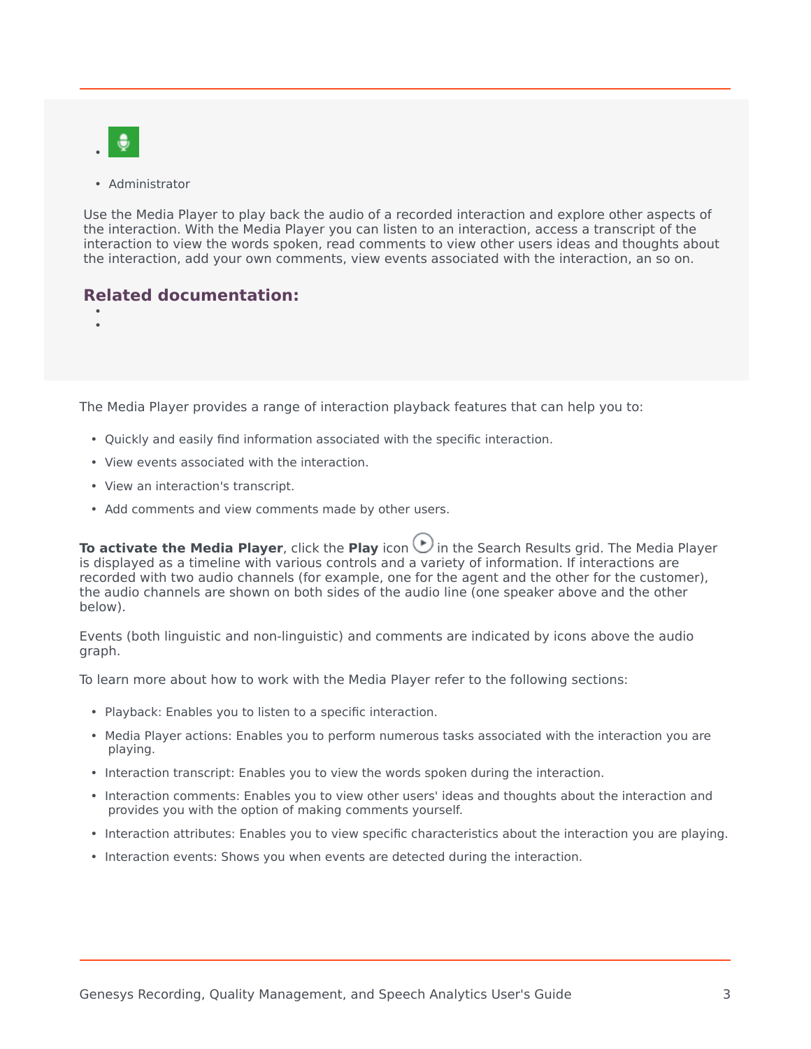- Administrator

Use the Media Player to play back the audio of a recorded interaction and explore other aspects of the interaction. With the Media Player you can listen to an interaction, access a transcript of the interaction to view the words spoken, read comments to view other users ideas and thoughts about the interaction, add your own comments, view events associated with the interaction, an so on.

## Related documentation:

The Media Player provides a range of interaction playback features that can help you to:

- Quickly and easily find information associated with the specific interaction.
- View events associated with the interaction.
- View an interaction's transcript.
- Add comments and view comments made by other users.

**To activate the Media Player**, click the **Play** icon in the Search Results grid. The Media Player is displayed as a timeline with various controls and a variety of information. If interactions are recorded with two audio channels (for example, one for the agent and the other for the customer), the audio channels are shown on both sides of the audio line (one speaker above and the other below).

Events (both linguistic and non-linguistic) and comments are indicated by icons above the audio graph.

To learn more about how to work with the Media Player refer to the following sections:

- Playback: Enables you to listen to a specific interaction.
- Media Player actions: Enables you to perform numerous tasks associated with the interaction you are playing.
- Interaction transcript: Enables you to view the words spoken during the interaction.
- Interaction comments: Enables you to view other users' ideas and thoughts about the interaction and provides you with the option of making comments yourself.
- Interaction attributes: Enables you to view specific characteristics about the interaction you are playing.
- Interaction events: Shows you when events are detected during the interaction.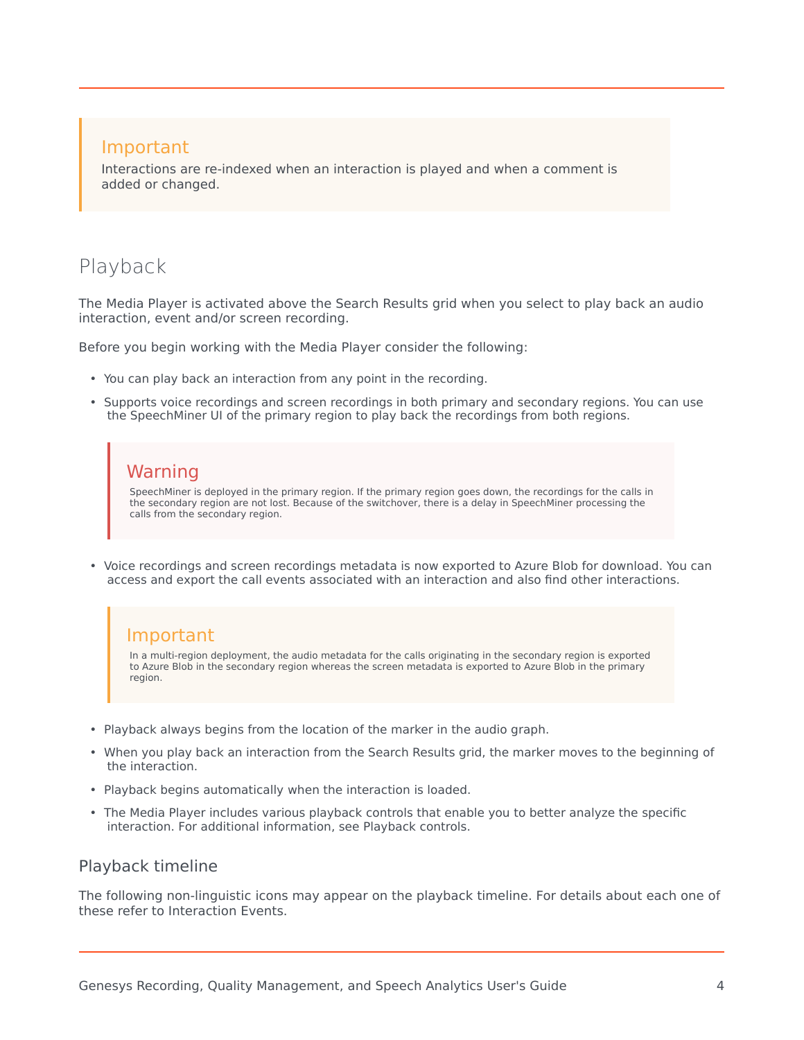> **Important**
>
> Interactions are re-indexed when an interaction is played and when a comment is added or changed.

## Playback

The Media Player is activated above the Search Results grid when you select to play back an audio interaction, event and/or screen recording.

Before you begin working with the Media Player consider the following:

- You can play back an interaction from any point in the recording.
- Supports voice recordings and screen recordings in both primary and secondary regions. You can use the SpeechMiner UI of the primary region to play back the recordings from both regions.

> **Warning**
>
> SpeechMiner is deployed in the primary region. If the primary region goes down, the recordings for the calls in the secondary region are not lost. Because of the switchover, there is a delay in SpeechMiner processing the calls from the secondary region.

- Voice recordings and screen recordings metadata is now exported to Azure Blob for download. You can access and export the call events associated with an interaction and also find other interactions.

> **Important**
>
> In a multi-region deployment, the audio metadata for the calls originating in the secondary region is exported to Azure Blob in the secondary region whereas the screen metadata is exported to Azure Blob in the primary region.

- Playback always begins from the location of the marker in the audio graph.
- When you play back an interaction from the Search Results grid, the marker moves to the beginning of the interaction.
- Playback begins automatically when the interaction is loaded.
- The Media Player includes various playback controls that enable you to better analyze the specific interaction. For additional information, see Playback controls.

### Playback timeline

The following non-linguistic icons may appear on the playback timeline. For details about each one of these refer to Interaction Events.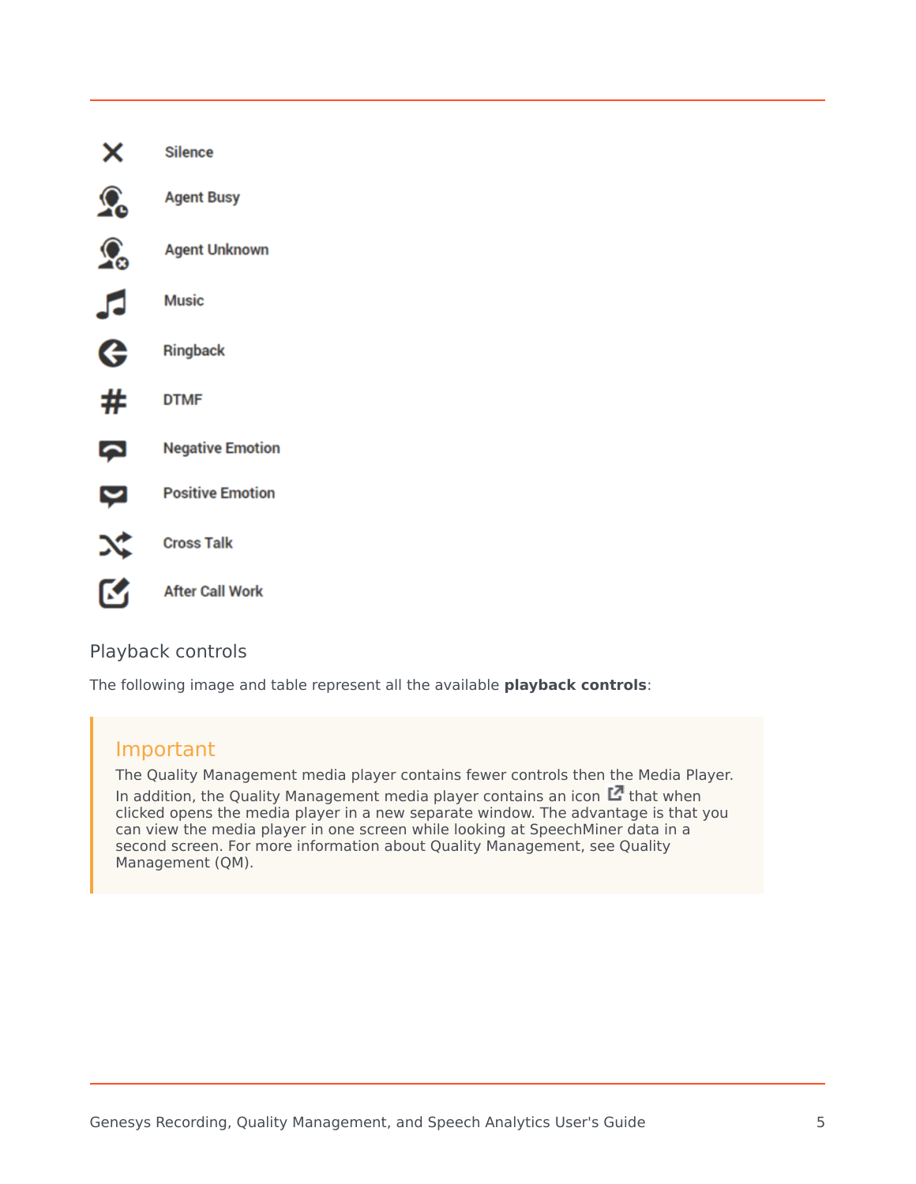Silence

Agent Busy

Agent Unknown

Music

Ringback

DTMF

Negative Emotion

Positive Emotion

Cross Talk

After Call Work

## Playback controls

The following image and table represent all the available **playback controls**:

> **Important**
>
> The Quality Management media player contains fewer controls then the Media Player. In addition, the Quality Management media player contains an icon that when clicked opens the media player in a new separate window. The advantage is that you can view the media player in one screen while looking at SpeechMiner data in a second screen. For more information about Quality Management, see Quality Management (QM).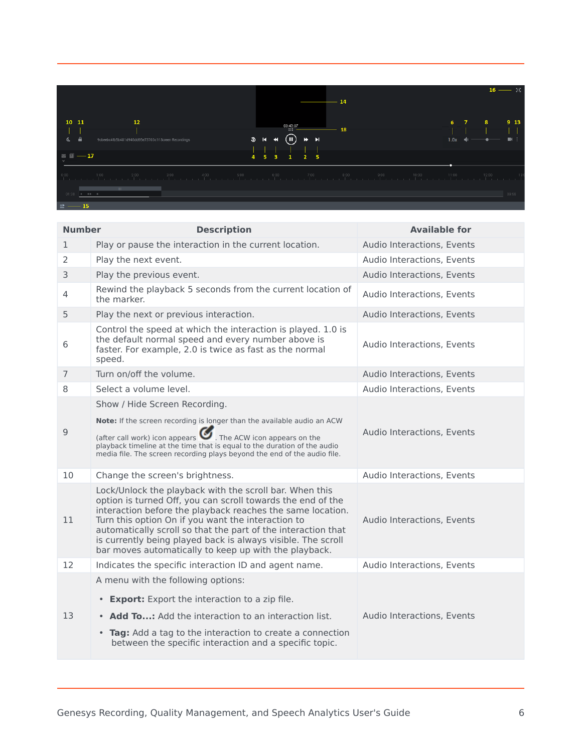| Number | Description | Available for |
|---|---|---|
| 1 | Play or pause the interaction in the current location. | Audio Interactions, Events |
| 2 | Play the next event. | Audio Interactions, Events |
| 3 | Play the previous event. | Audio Interactions, Events |
| 4 | Rewind the playback 5 seconds from the current location of the marker. | Audio Interactions, Events |
| 5 | Play the next or previous interaction. | Audio Interactions, Events |
| 6 | Control the speed at which the interaction is played. 1.0 is the default normal speed and every number above is faster. For example, 2.0 is twice as fast as the normal speed. | Audio Interactions, Events |
| 7 | Turn on/off the volume. | Audio Interactions, Events |
| 8 | Select a volume level. | Audio Interactions, Events |
| 9 | Show / Hide Screen Recording. **Note:** If the screen recording is longer than the available audio an ACW (after call work) icon appears . The ACW icon appears on the playback timeline at the time that is equal to the duration of the audio media file. The screen recording plays beyond the end of the audio file. | Audio Interactions, Events |
| 10 | Change the screen's brightness. | Audio Interactions, Events |
| 11 | Lock/Unlock the playback with the scroll bar. When this option is turned Off, you can scroll towards the end of the interaction before the playback reaches the same location. Turn this option On if you want the interaction to automatically scroll so that the part of the interaction that is currently being played back is always visible. The scroll bar moves automatically to keep up with the playback. | Audio Interactions, Events |
| 12 | Indicates the specific interaction ID and agent name. | Audio Interactions, Events |
| 13 | A menu with the following options: • **Export:** Export the interaction to a zip file. • **Add To...:** Add the interaction to an interaction list. • **Tag:** Add a tag to the interaction to create a connection between the specific interaction and a specific topic. | Audio Interactions, Events |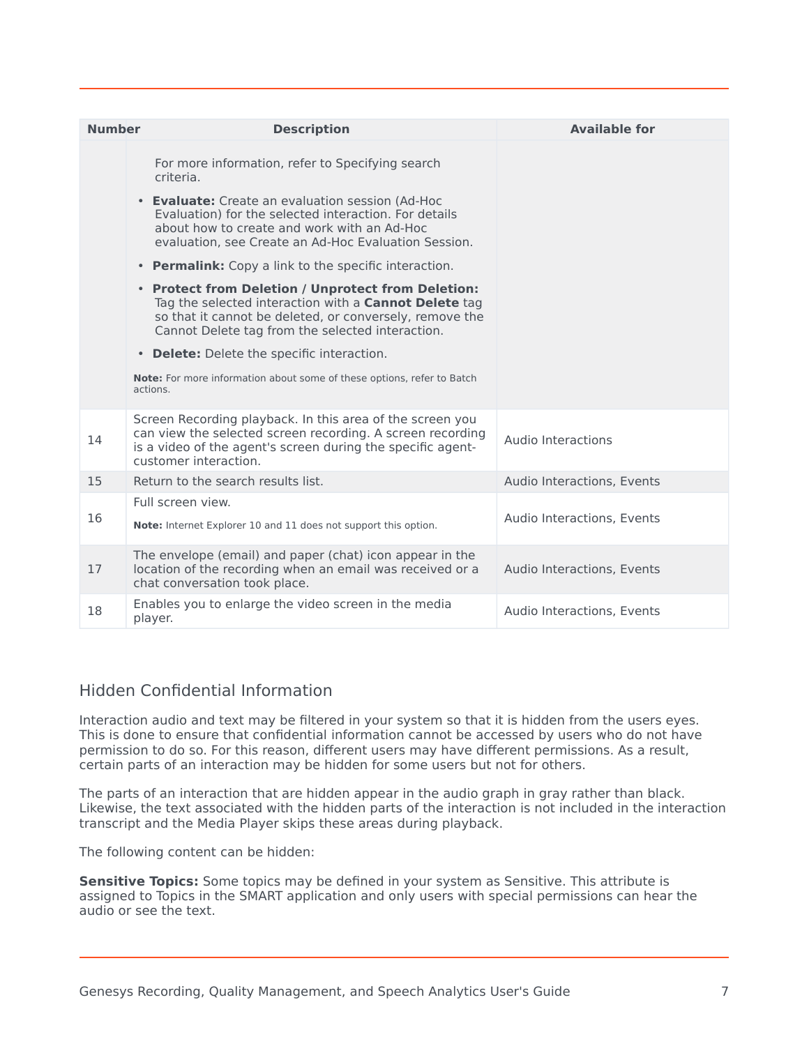| Number | Description | Available for |
|---|---|---|
| | For more information, refer to Specifying search criteria.<br>• **Evaluate:** Create an evaluation session (Ad-Hoc Evaluation) for the selected interaction. For details about how to create and work with an Ad-Hoc evaluation, see Create an Ad-Hoc Evaluation Session.<br>• **Permalink:** Copy a link to the specific interaction.<br>• **Protect from Deletion / Unprotect from Deletion:** Tag the selected interaction with a **Cannot Delete** tag so that it cannot be deleted, or conversely, remove the Cannot Delete tag from the selected interaction.<br>• **Delete:** Delete the specific interaction.<br>**Note:** For more information about some of these options, refer to Batch actions. | |
| 14 | Screen Recording playback. In this area of the screen you can view the selected screen recording. A screen recording is a video of the agent's screen during the specific agent-customer interaction. | Audio Interactions |
| 15 | Return to the search results list. | Audio Interactions, Events |
| 16 | Full screen view.<br>**Note:** Internet Explorer 10 and 11 does not support this option. | Audio Interactions, Events |
| 17 | The envelope (email) and paper (chat) icon appear in the location of the recording when an email was received or a chat conversation took place. | Audio Interactions, Events |
| 18 | Enables you to enlarge the video screen in the media player. | Audio Interactions, Events |

## Hidden Confidential Information

Interaction audio and text may be filtered in your system so that it is hidden from the users eyes. This is done to ensure that confidential information cannot be accessed by users who do not have permission to do so. For this reason, different users may have different permissions. As a result, certain parts of an interaction may be hidden for some users but not for others.

The parts of an interaction that are hidden appear in the audio graph in gray rather than black. Likewise, the text associated with the hidden parts of the interaction is not included in the interaction transcript and the Media Player skips these areas during playback.

The following content can be hidden:

**Sensitive Topics:** Some topics may be defined in your system as Sensitive. This attribute is assigned to Topics in the SMART application and only users with special permissions can hear the audio or see the text.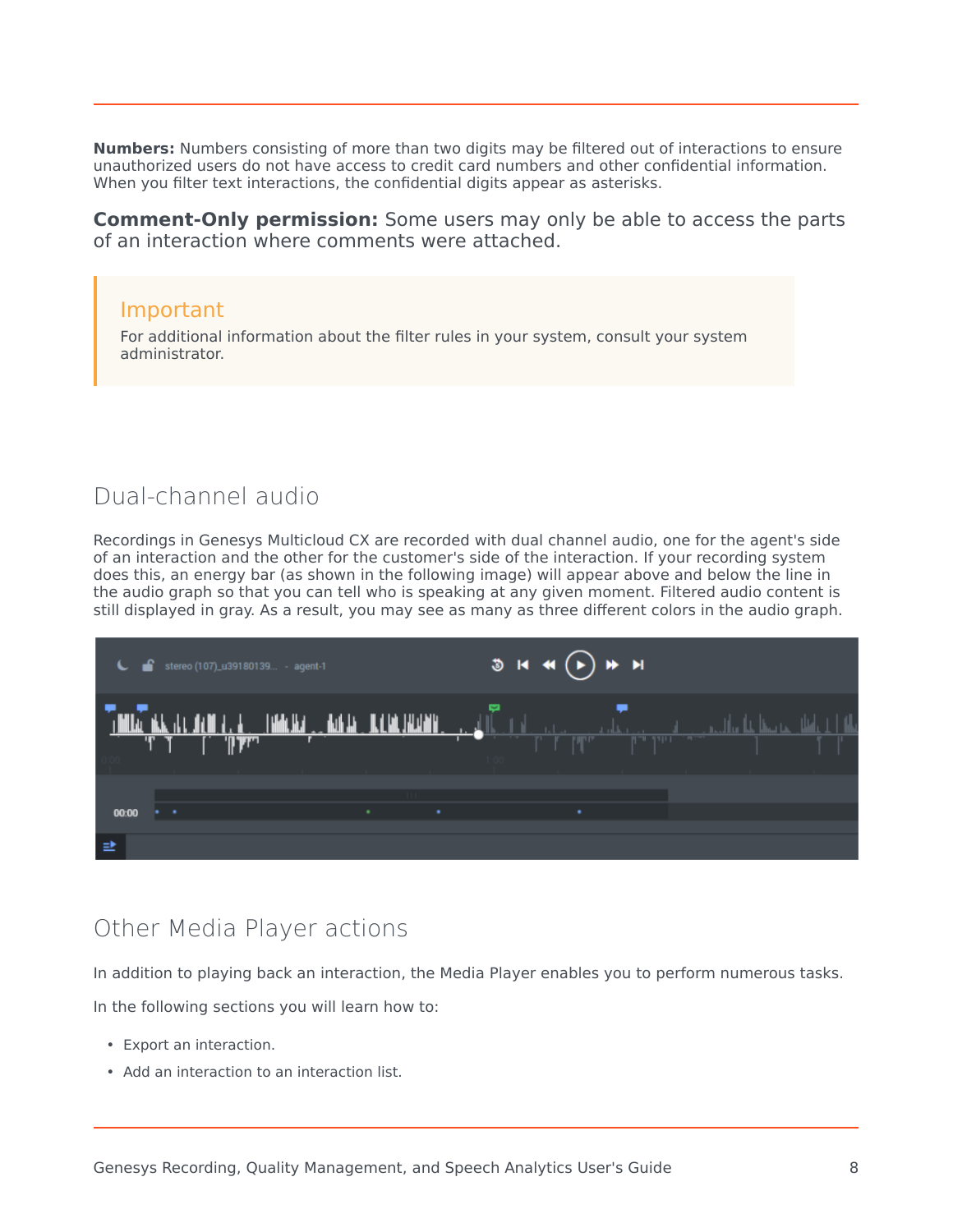**Numbers:** Numbers consisting of more than two digits may be filtered out of interactions to ensure unauthorized users do not have access to credit card numbers and other confidential information. When you filter text interactions, the confidential digits appear as asterisks.

**Comment-Only permission:** Some users may only be able to access the parts of an interaction where comments were attached.

> **Important**
> For additional information about the filter rules in your system, consult your system administrator.

## Dual-channel audio

Recordings in Genesys Multicloud CX are recorded with dual channel audio, one for the agent's side of an interaction and the other for the customer's side of the interaction. If your recording system does this, an energy bar (as shown in the following image) will appear above and below the line in the audio graph so that you can tell who is speaking at any given moment. Filtered audio content is still displayed in gray. As a result, you may see as many as three different colors in the audio graph.

stereo (107)_u39180139... - agent-1

00:00

## Other Media Player actions

In addition to playing back an interaction, the Media Player enables you to perform numerous tasks.

In the following sections you will learn how to:

- Export an interaction.
- Add an interaction to an interaction list.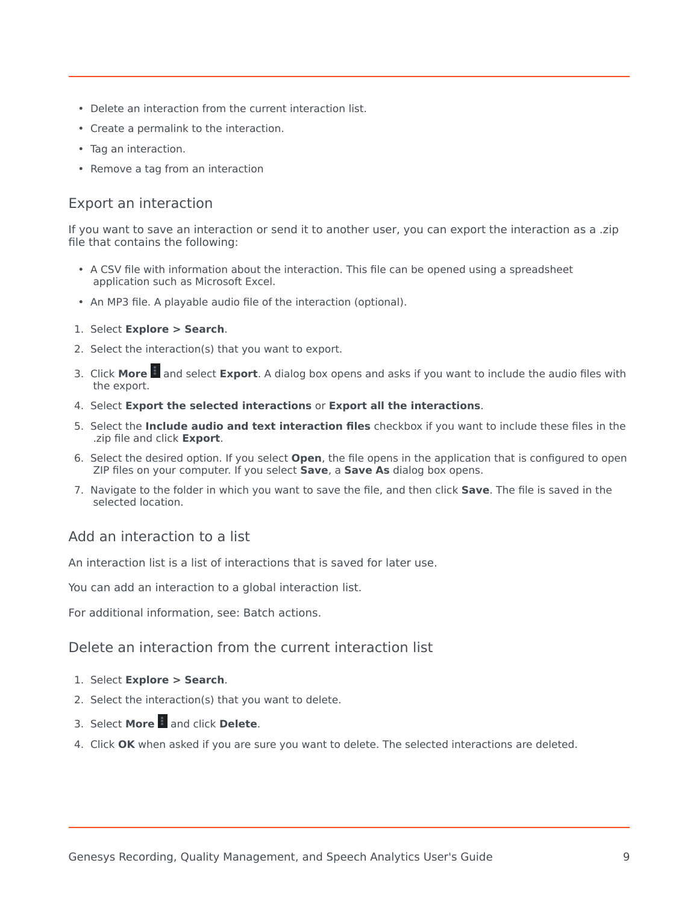- Delete an interaction from the current interaction list.
- Create a permalink to the interaction.
- Tag an interaction.
- Remove a tag from an interaction

## Export an interaction

If you want to save an interaction or send it to another user, you can export the interaction as a .zip file that contains the following:

- A CSV file with information about the interaction. This file can be opened using a spreadsheet application such as Microsoft Excel.
- An MP3 file. A playable audio file of the interaction (optional).

1. Select **Explore > Search**.
2. Select the interaction(s) that you want to export.
3. Click **More** and select **Export**. A dialog box opens and asks if you want to include the audio files with the export.
4. Select **Export the selected interactions** or **Export all the interactions**.
5. Select the **Include audio and text interaction files** checkbox if you want to include these files in the .zip file and click **Export**.
6. Select the desired option. If you select **Open**, the file opens in the application that is configured to open ZIP files on your computer. If you select **Save**, a **Save As** dialog box opens.
7. Navigate to the folder in which you want to save the file, and then click **Save**. The file is saved in the selected location.

## Add an interaction to a list

An interaction list is a list of interactions that is saved for later use.

You can add an interaction to a global interaction list.

For additional information, see: Batch actions.

## Delete an interaction from the current interaction list

1. Select **Explore > Search**.
2. Select the interaction(s) that you want to delete.
3. Select **More** and click **Delete**.
4. Click **OK** when asked if you are sure you want to delete. The selected interactions are deleted.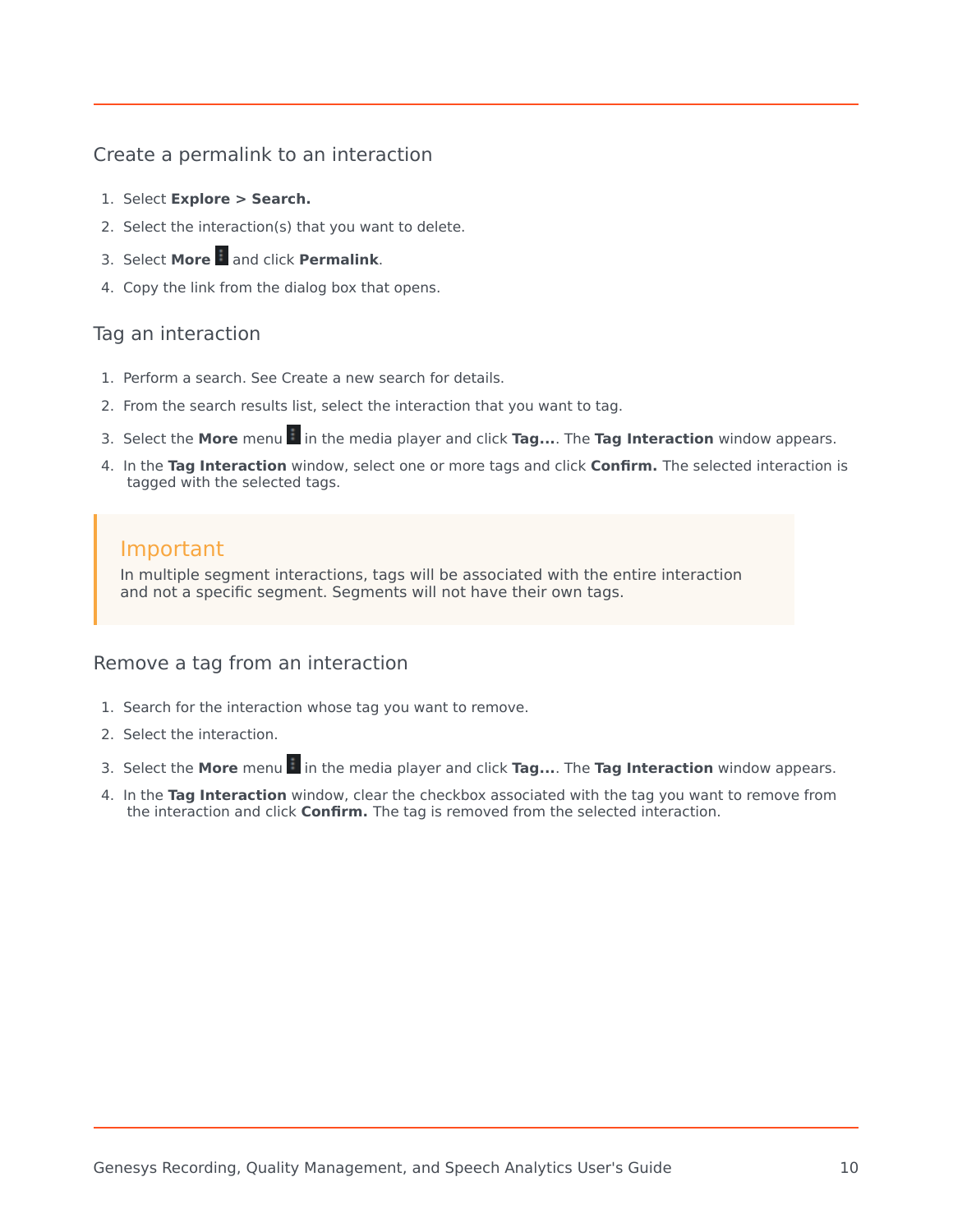## Create a permalink to an interaction

1. Select **Explore > Search.**
2. Select the interaction(s) that you want to delete.
3. Select **More** and click **Permalink**.
4. Copy the link from the dialog box that opens.

## Tag an interaction

1. Perform a search. See Create a new search for details.
2. From the search results list, select the interaction that you want to tag.
3. Select the **More** menu in the media player and click **Tag...**. The **Tag Interaction** window appears.
4. In the **Tag Interaction** window, select one or more tags and click **Confirm.** The selected interaction is tagged with the selected tags.

> **Important**
> In multiple segment interactions, tags will be associated with the entire interaction and not a specific segment. Segments will not have their own tags.

## Remove a tag from an interaction

1. Search for the interaction whose tag you want to remove.
2. Select the interaction.
3. Select the **More** menu in the media player and click **Tag...**. The **Tag Interaction** window appears.
4. In the **Tag Interaction** window, clear the checkbox associated with the tag you want to remove from the interaction and click **Confirm.** The tag is removed from the selected interaction.